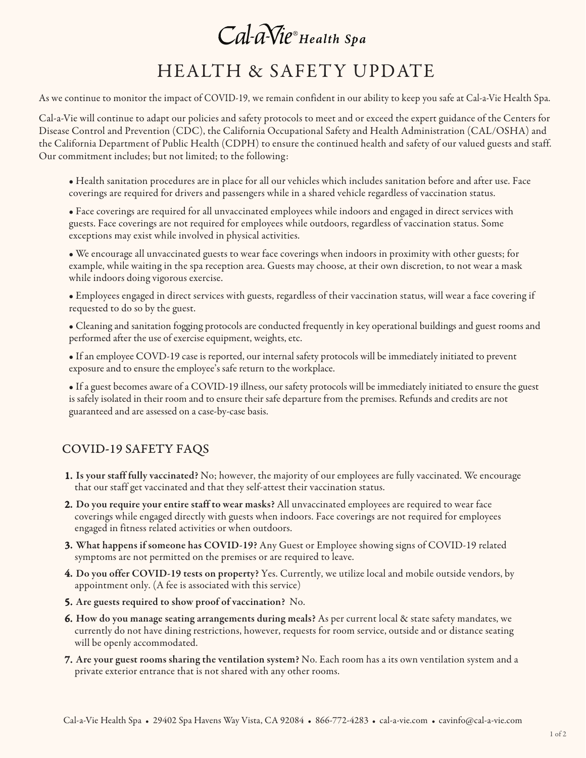# Cal-a-Vie® Health Spa

# HEALTH & SAFETY UPDATE

As we continue to monitor the impact of COVID-19, we remain confident in our ability to keep you safe at Cal-a-Vie Health Spa.

Cal-a-Vie will continue to adapt our policies and safety protocols to meet and or exceed the expert guidance of the Centers for Disease Control and Prevention (CDC), the California Occupational Safety and Health Administration (CAL/OSHA) and the California Department of Public Health (CDPH) to ensure the continued health and safety of our valued guests and staff. Our commitment includes; but not limited; to the following:

- Health sanitation procedures are in place for all our vehicles which includes sanitation before and after use. Face coverings are required for drivers and passengers while in a shared vehicle regardless of vaccination status.
- Face coverings are required for all unvaccinated employees while indoors and engaged in direct services with guests. Face coverings are not required for employees while outdoors, regardless of vaccination status. Some exceptions may exist while involved in physical activities.
- We encourage all unvaccinated guests to wear face coverings when indoors in proximity with other guests; for example, while waiting in the spa reception area. Guests may choose, at their own discretion, to not wear a mask while indoors doing vigorous exercise.
- Employees engaged in direct services with guests, regardless of their vaccination status, will wear a face covering if requested to do so by the guest.
- Cleaning and sanitation fogging protocols are conducted frequently in key operational buildings and guest rooms and performed after the use of exercise equipment, weights, etc.
- If an employee COVID-19 case is reported, our internal safety protocols will be immediately initiated to prevent exposure and to ensure the employee's safe return to the workplace.
- If a guest becomes aware of a COVID-19 illness, our safety protocols will be immediately initiated to ensure the guest is safely isolated in their room and to ensure their safe departure from the premises. Refunds and credits are not guaranteed and are assessed on a case-by-case basis.

## COVID-19 SAFETY FAQS

1. **Is your staff fully vaccinated?** No; however, the majority of our employees are fully vaccinated. We encourage that our staff get vaccinated and that they self-attest their vaccination status.
2. **Do you require your entire staff to wear masks?** All unvaccinated employees are required to wear face coverings while engaged directly with guests when indoors. Face coverings are not required for employees engaged in fitness related activities or when outdoors.
3. **What happens if someone has COVID-19?** Any Guest or Employee showing signs of COVID-19 related symptoms are not permitted on the premises or are required to leave.
4. **Do you offer COVID-19 tests on property?** Yes. Currently, we utilize local and mobile outside vendors, by appointment only. (A fee is associated with this service)
5. **Are guests required to show proof of vaccination?** No.
6. **How do you manage seating arrangements during meals?** As per current local & state safety mandates, we currently do not have dining restrictions, however, requests for room service, outside and or distance seating will be openly accommodated.
7. **Are your guest rooms sharing the ventilation system?** No. Each room has a its own ventilation system and a private exterior entrance that is not shared with any other rooms.

Cal-a-Vie Health Spa • 29402 Spa Havens Way Vista, CA 92084 • 866-772-4283 • cal-a-vie.com • cavinfo@cal-a-vie.com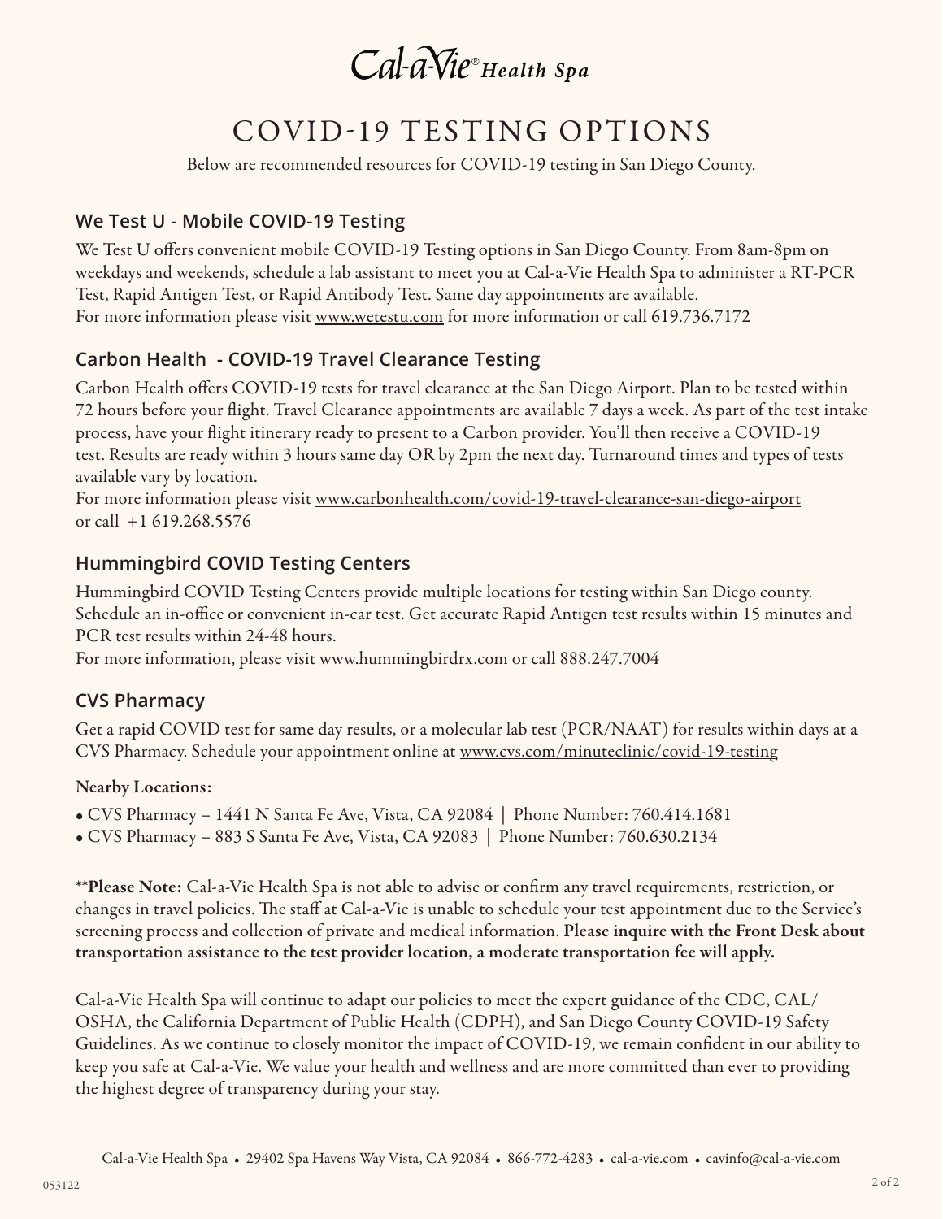# Cal-a-Vie® Health Spa

# COVID-19 TESTING OPTIONS

Below are recommended resources for COVID-19 testing in San Diego County.

## We Test U - Mobile COVID-19 Testing

We Test U offers convenient mobile COVID-19 Testing options in San Diego County. From 8am-8pm on weekdays and weekends, schedule a lab assistant to meet you at Cal-a-Vie Health Spa to administer a RT-PCR Test, Rapid Antigen Test, or Rapid Antibody Test. Same day appointments are available.
For more information please visit www.wetestu.com for more information or call 619.736.7172

## Carbon Health - COVID-19 Travel Clearance Testing

Carbon Health offers COVID-19 tests for travel clearance at the San Diego Airport. Plan to be tested within 72 hours before your flight. Travel Clearance appointments are available 7 days a week. As part of the test intake process, have your flight itinerary ready to present to a Carbon provider. You'll then receive a COVID-19 test. Results are ready within 3 hours same day OR by 2pm the next day. Turnaround times and types of tests available vary by location.
For more information please visit www.carbonhealth.com/covid-19-travel-clearance-san-diego-airport or call +1 619.268.5576

## Hummingbird COVID Testing Centers

Hummingbird COVID Testing Centers provide multiple locations for testing within San Diego county. Schedule an in-office or convenient in-car test. Get accurate Rapid Antigen test results within 15 minutes and PCR test results within 24-48 hours.
For more information, please visit www.hummingbirdrx.com or call 888.247.7004

## CVS Pharmacy

Get a rapid COVID test for same day results, or a molecular lab test (PCR/NAAT) for results within days at a CVS Pharmacy. Schedule your appointment online at www.cvs.com/minuteclinic/covid-19-testing

**Nearby Locations:**

- CVS Pharmacy – 1441 N Santa Fe Ave, Vista, CA 92084 | Phone Number: 760.414.1681
- CVS Pharmacy – 883 S Santa Fe Ave, Vista, CA 92083 | Phone Number: 760.630.2134

****Please Note:** Cal-a-Vie Health Spa is not able to advise or confirm any travel requirements, restriction, or changes in travel policies. The staff at Cal-a-Vie is unable to schedule your test appointment due to the Service's screening process and collection of private and medical information. **Please inquire with the Front Desk about transportation assistance to the test provider location, a moderate transportation fee will apply.**

Cal-a-Vie Health Spa will continue to adapt our policies to meet the expert guidance of the CDC, CAL/OSHA, the California Department of Public Health (CDPH), and San Diego County COVID-19 Safety Guidelines. As we continue to closely monitor the impact of COVID-19, we remain confident in our ability to keep you safe at Cal-a-Vie. We value your health and wellness and are more committed than ever to providing the highest degree of transparency during your stay.

Cal-a-Vie Health Spa • 29402 Spa Havens Way Vista, CA 92084 • 866-772-4283 • cal-a-vie.com • cavinfo@cal-a-vie.com

053122